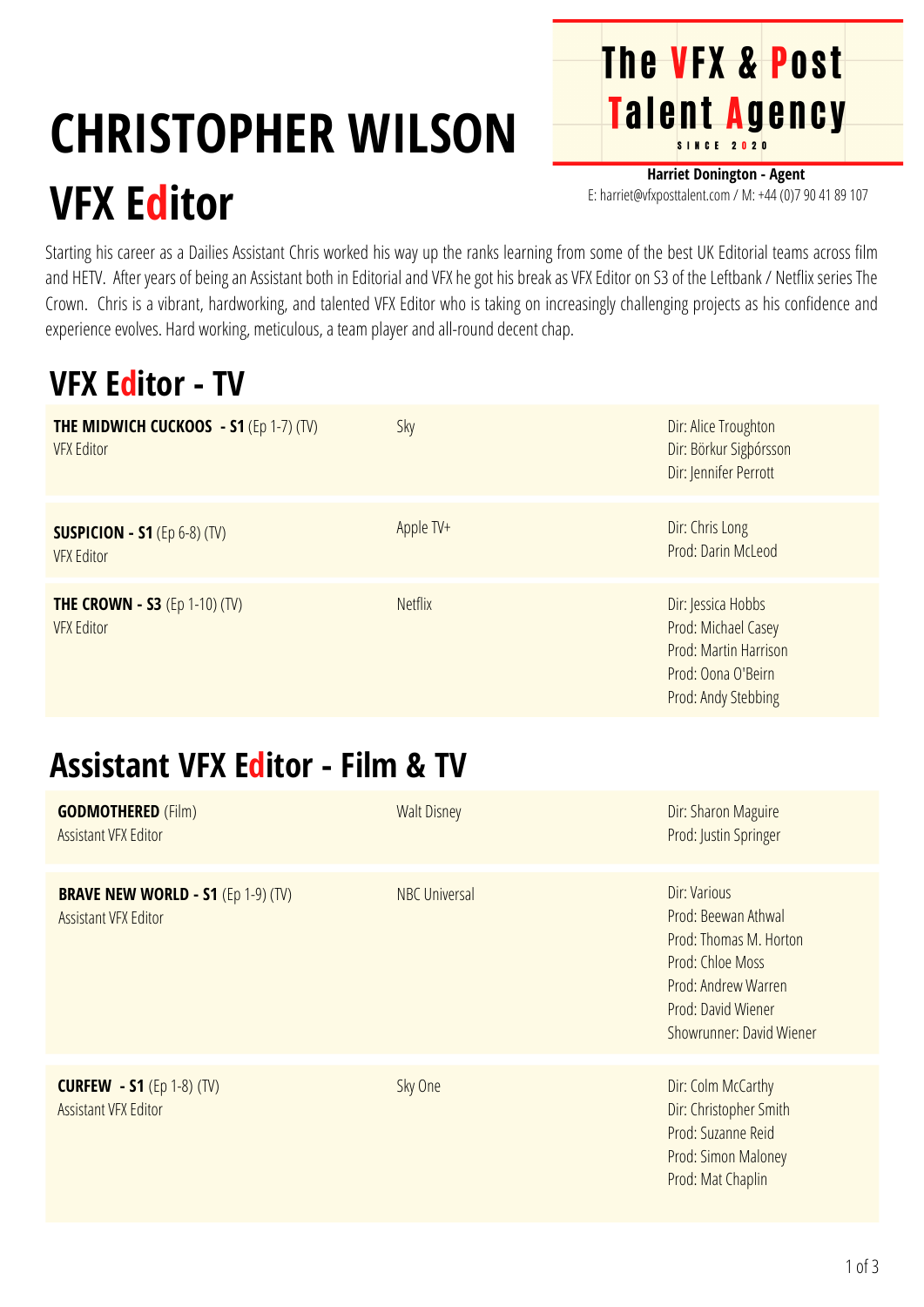# CHRISTOPHER WILSON

## VFX Editor

**The VFX & Post Talent Agency**
SINCE 2020

**Harriet Donington - Agent**
E: harriet@vfxposttalent.com / M: +44 (0)7 90 41 89 107

Starting his career as a Dailies Assistant Chris worked his way up the ranks learning from some of the best UK Editorial teams across film and HETV. After years of being an Assistant both in Editorial and VFX he got his break as VFX Editor on S3 of the Leftbank / Netflix series The Crown. Chris is a vibrant, hardworking, and talented VFX Editor who is taking on increasingly challenging projects as his confidence and experience evolves. Hard working, meticulous, a team player and all-round decent chap.

## VFX Editor - TV

| Production | Company | Credits |
|---|---|---|
| **THE MIDWICH CUCKOOS - S1** (Ep 1-7) (TV)<br>VFX Editor | Sky | Dir: Alice Troughton<br>Dir: Börkur Sigþórsson<br>Dir: Jennifer Perrott |
| **SUSPICION - S1** (Ep 6-8) (TV)<br>VFX Editor | Apple TV+ | Dir: Chris Long<br>Prod: Darin McLeod |
| **THE CROWN - S3** (Ep 1-10) (TV)<br>VFX Editor | Netflix | Dir: Jessica Hobbs<br>Prod: Michael Casey<br>Prod: Martin Harrison<br>Prod: Oona O'Beirn<br>Prod: Andy Stebbing |

## Assistant VFX Editor - Film & TV

| Production | Company | Credits |
|---|---|---|
| **GODMOTHERED** (Film)<br>Assistant VFX Editor | Walt Disney | Dir: Sharon Maguire<br>Prod: Justin Springer |
| **BRAVE NEW WORLD - S1** (Ep 1-9) (TV)<br>Assistant VFX Editor | NBC Universal | Dir: Various<br>Prod: Beewan Athwal<br>Prod: Thomas M. Horton<br>Prod: Chloe Moss<br>Prod: Andrew Warren<br>Prod: David Wiener<br>Showrunner: David Wiener |
| **CURFEW - S1** (Ep 1-8) (TV)<br>Assistant VFX Editor | Sky One | Dir: Colm McCarthy<br>Dir: Christopher Smith<br>Prod: Suzanne Reid<br>Prod: Simon Maloney<br>Prod: Mat Chaplin |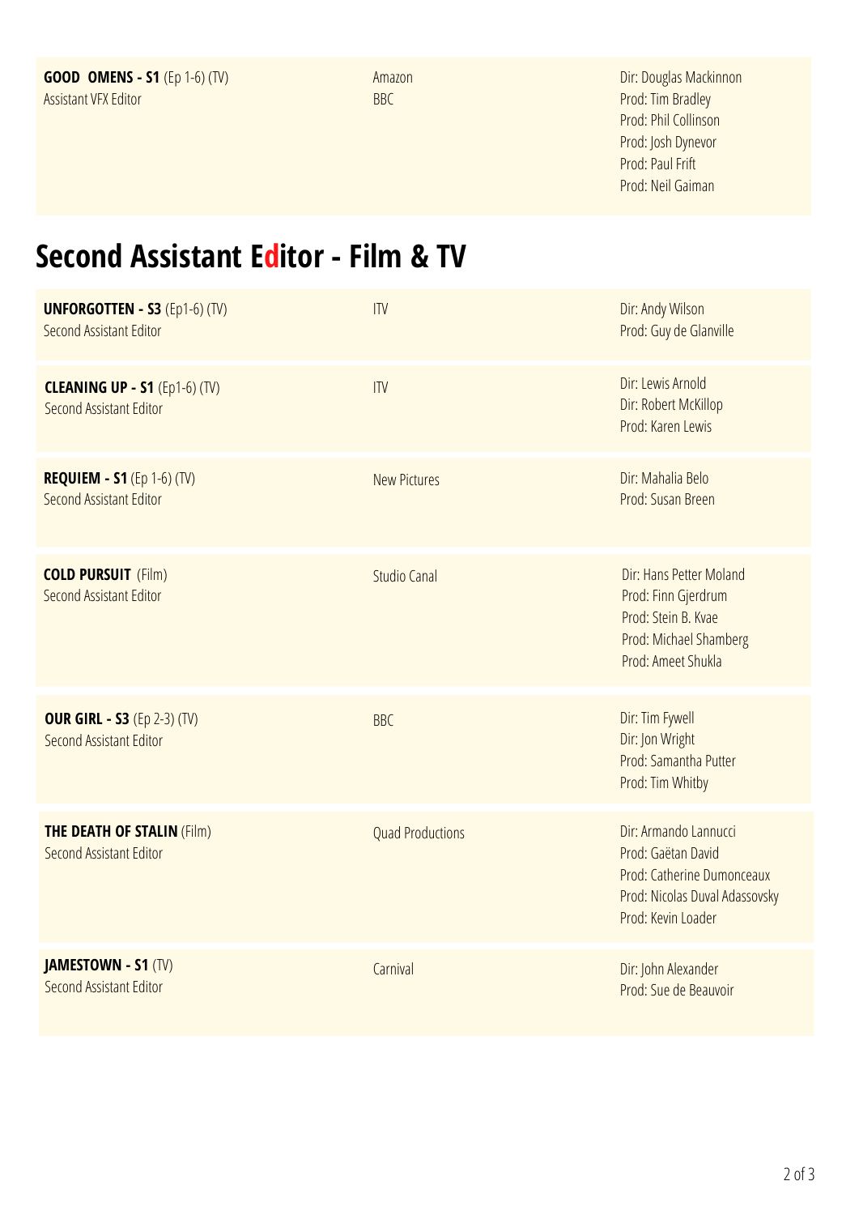| | | |
|---|---|---|
| **GOOD OMENS - S1** (Ep 1-6) (TV)<br>Assistant VFX Editor | Amazon<br>BBC | Dir: Douglas Mackinnon<br>Prod: Tim Bradley<br>Prod: Phil Collinson<br>Prod: Josh Dynevor<br>Prod: Paul Frift<br>Prod: Neil Gaiman |

## Second Assistant Editor - Film & TV

| | | |
|---|---|---|
| **UNFORGOTTEN - S3** (Ep1-6) (TV)<br>Second Assistant Editor | ITV | Dir: Andy Wilson<br>Prod: Guy de Glanville |
| **CLEANING UP - S1** (Ep1-6) (TV)<br>Second Assistant Editor | ITV | Dir: Lewis Arnold<br>Dir: Robert McKillop<br>Prod: Karen Lewis |
| **REQUIEM - S1** (Ep 1-6) (TV)<br>Second Assistant Editor | New Pictures | Dir: Mahalia Belo<br>Prod: Susan Breen |
| **COLD PURSUIT** (Film)<br>Second Assistant Editor | Studio Canal | Dir: Hans Petter Moland<br>Prod: Finn Gjerdrum<br>Prod: Stein B. Kvae<br>Prod: Michael Shamberg<br>Prod: Ameet Shukla |
| **OUR GIRL - S3** (Ep 2-3) (TV)<br>Second Assistant Editor | BBC | Dir: Tim Fywell<br>Dir: Jon Wright<br>Prod: Samantha Putter<br>Prod: Tim Whitby |
| **THE DEATH OF STALIN** (Film)<br>Second Assistant Editor | Quad Productions | Dir: Armando Lannucci<br>Prod: Gaëtan David<br>Prod: Catherine Dumonceaux<br>Prod: Nicolas Duval Adassovsky<br>Prod: Kevin Loader |
| **JAMESTOWN - S1** (TV)<br>Second Assistant Editor | Carnival | Dir: John Alexander<br>Prod: Sue de Beauvoir |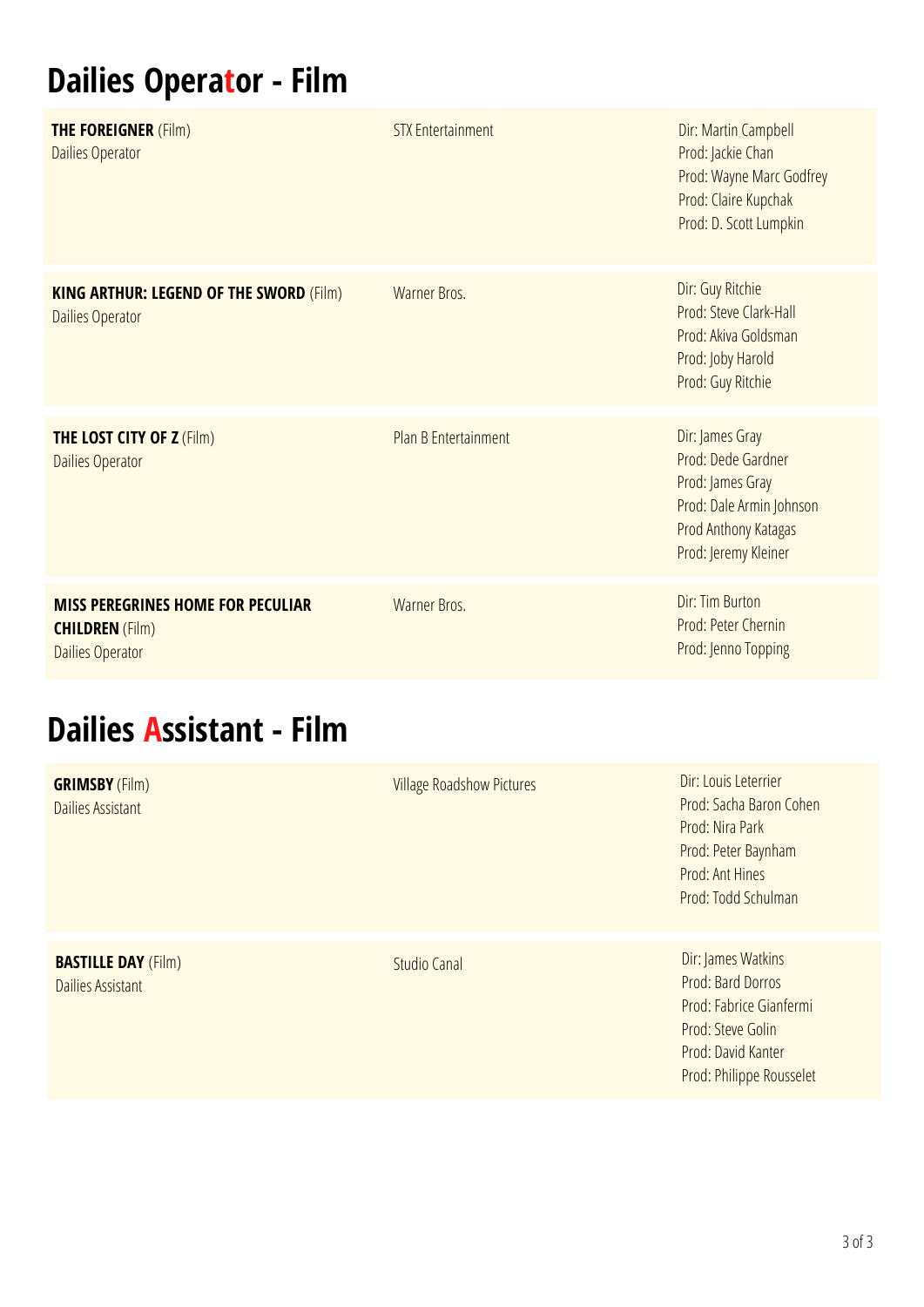## Dailies Operator - Film

| | | |
|---|---|---|
| **THE FOREIGNER** (Film)<br>Dailies Operator | STX Entertainment | Dir: Martin Campbell<br>Prod: Jackie Chan<br>Prod: Wayne Marc Godfrey<br>Prod: Claire Kupchak<br>Prod: D. Scott Lumpkin |
| **KING ARTHUR: LEGEND OF THE SWORD** (Film)<br>Dailies Operator | Warner Bros. | Dir: Guy Ritchie<br>Prod: Steve Clark-Hall<br>Prod: Akiva Goldsman<br>Prod: Joby Harold<br>Prod: Guy Ritchie |
| **THE LOST CITY OF Z** (Film)<br>Dailies Operator | Plan B Entertainment | Dir: James Gray<br>Prod: Dede Gardner<br>Prod: James Gray<br>Prod: Dale Armin Johnson<br>Prod Anthony Katagas<br>Prod: Jeremy Kleiner |
| **MISS PEREGRINES HOME FOR PECULIAR CHILDREN** (Film)<br>Dailies Operator | Warner Bros. | Dir: Tim Burton<br>Prod: Peter Chernin<br>Prod: Jenno Topping |

## Dailies Assistant - Film

| | | |
|---|---|---|
| **GRIMSBY** (Film)<br>Dailies Assistant | Village Roadshow Pictures | Dir: Louis Leterrier<br>Prod: Sacha Baron Cohen<br>Prod: Nira Park<br>Prod: Peter Baynham<br>Prod: Ant Hines<br>Prod: Todd Schulman |
| **BASTILLE DAY** (Film)<br>Dailies Assistant | Studio Canal | Dir: James Watkins<br>Prod: Bard Dorros<br>Prod: Fabrice Gianfermi<br>Prod: Steve Golin<br>Prod: David Kanter<br>Prod: Philippe Rousselet |